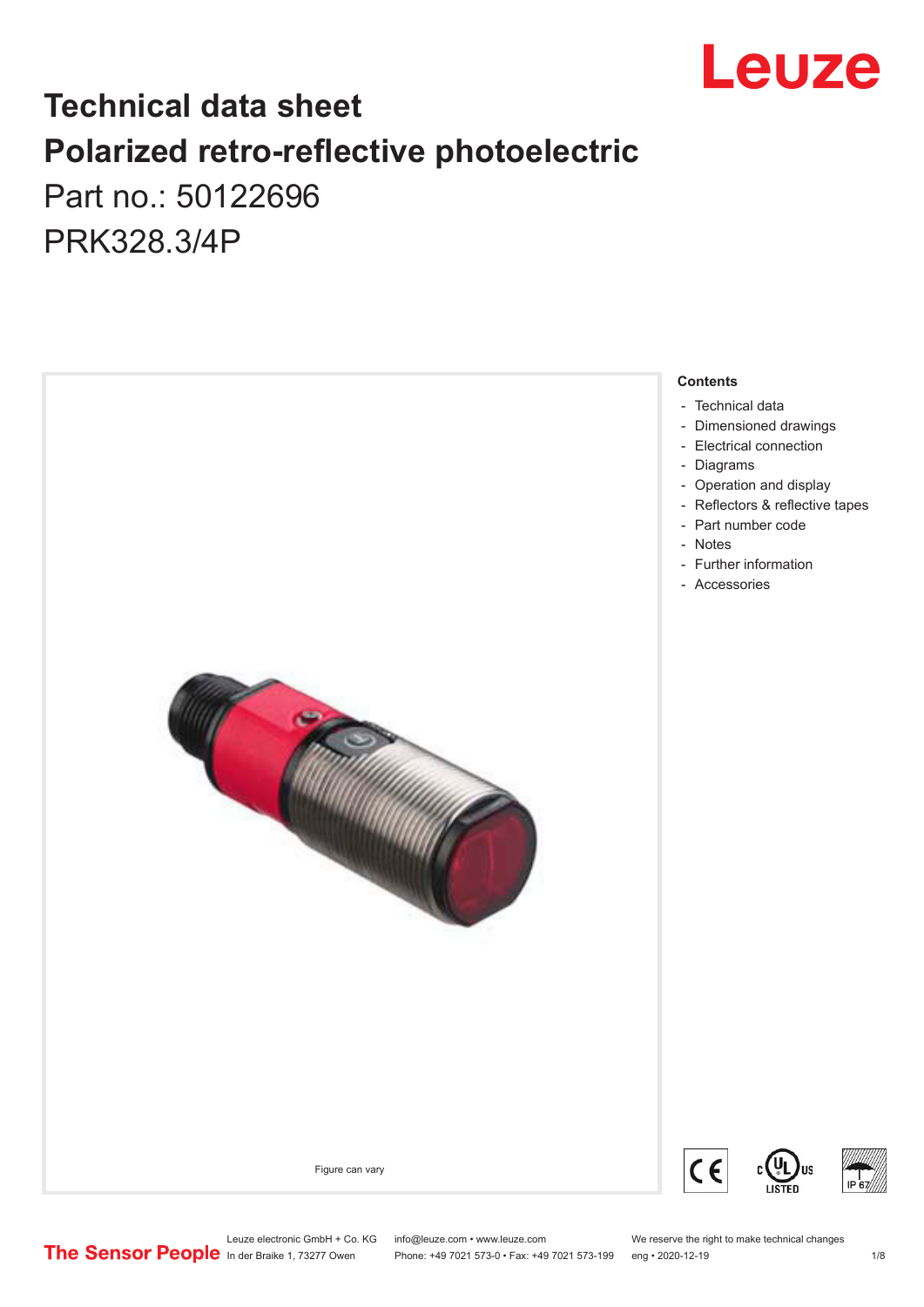# Technical data sheet

# Polarized retro-reflective photoelectric

Part no.: 50122696

PRK328.3/4P

Figure can vary

**Contents**

- Technical data
- Dimensioned drawings
- Electrical connection
- Diagrams
- Operation and display
- Reflectors & reflective tapes
- Part number code
- Notes
- Further information
- Accessories

Leuze electronic GmbH + Co. KG
In der Braike 1, 73277 Owen

info@leuze.com • www.leuze.com
Phone: +49 7021 573-0 • Fax: +49 7021 573-199

We reserve the right to make technical changes
eng • 2020-12-19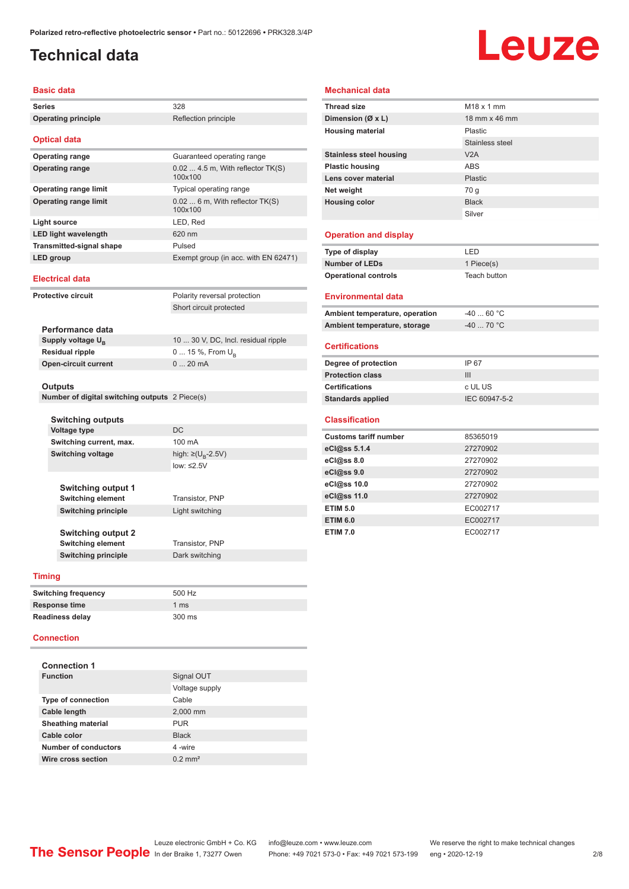# Technical data

## Basic data

| | |
|---|---|
| Series | 328 |
| Operating principle | Reflection principle |

## Optical data

| | |
|---|---|
| Operating range | Guaranteed operating range |
| Operating range | 0.02 ... 4.5 m, With reflector TK(S) 100x100 |
| Operating range limit | Typical operating range |
| Operating range limit | 0.02 ... 6 m, With reflector TK(S) 100x100 |
| Light source | LED, Red |
| LED light wavelength | 620 nm |
| Transmitted-signal shape | Pulsed |
| LED group | Exempt group (in acc. with EN 62471) |

## Electrical data

| | |
|---|---|
| Protective circuit | Polarity reversal protection |
| | Short circuit protected |

### Performance data

| | |
|---|---|
| Supply voltage $U_B$ | 10 ... 30 V, DC, Incl. residual ripple |
| Residual ripple | 0 ... 15 %, From $U_B$ |
| Open-circuit current | 0 ... 20 mA |

### Outputs

| | |
|---|---|
| Number of digital switching outputs | 2 Piece(s) |

### Switching outputs

| | |
|---|---|
| Voltage type | DC |
| Switching current, max. | 100 mA |
| Switching voltage | high: ≥($U_B$-2.5V) |
| | low: ≤2.5V |

### Switching output 1

| | |
|---|---|
| Switching element | Transistor, PNP |
| Switching principle | Light switching |

### Switching output 2

| | |
|---|---|
| Switching element | Transistor, PNP |
| Switching principle | Dark switching |

## Timing

| | |
|---|---|
| Switching frequency | 500 Hz |
| Response time | 1 ms |
| Readiness delay | 300 ms |

## Connection

### Connection 1

| | |
|---|---|
| Function | Signal OUT |
| | Voltage supply |
| Type of connection | Cable |
| Cable length | 2,000 mm |
| Sheathing material | PUR |
| Cable color | Black |
| Number of conductors | 4 -wire |
| Wire cross section | 0.2 mm² |

## Mechanical data

| | |
|---|---|
| Thread size | M18 x 1 mm |
| Dimension (Ø x L) | 18 mm x 46 mm |
| Housing material | Plastic |
| | Stainless steel |
| Stainless steel housing | V2A |
| Plastic housing | ABS |
| Lens cover material | Plastic |
| Net weight | 70 g |
| Housing color | Black |
| | Silver |

## Operation and display

| | |
|---|---|
| Type of display | LED |
| Number of LEDs | 1 Piece(s) |
| Operational controls | Teach button |

## Environmental data

| | |
|---|---|
| Ambient temperature, operation | -40 ... 60 °C |
| Ambient temperature, storage | -40 ... 70 °C |

## Certifications

| | |
|---|---|
| Degree of protection | IP 67 |
| Protection class | III |
| Certifications | c UL US |
| Standards applied | IEC 60947-5-2 |

## Classification

| | |
|---|---|
| Customs tariff number | 85365019 |
| eCl@ss 5.1.4 | 27270902 |
| eCl@ss 8.0 | 27270902 |
| eCl@ss 9.0 | 27270902 |
| eCl@ss 10.0 | 27270902 |
| eCl@ss 11.0 | 27270902 |
| ETIM 5.0 | EC002717 |
| ETIM 6.0 | EC002717 |
| ETIM 7.0 | EC002717 |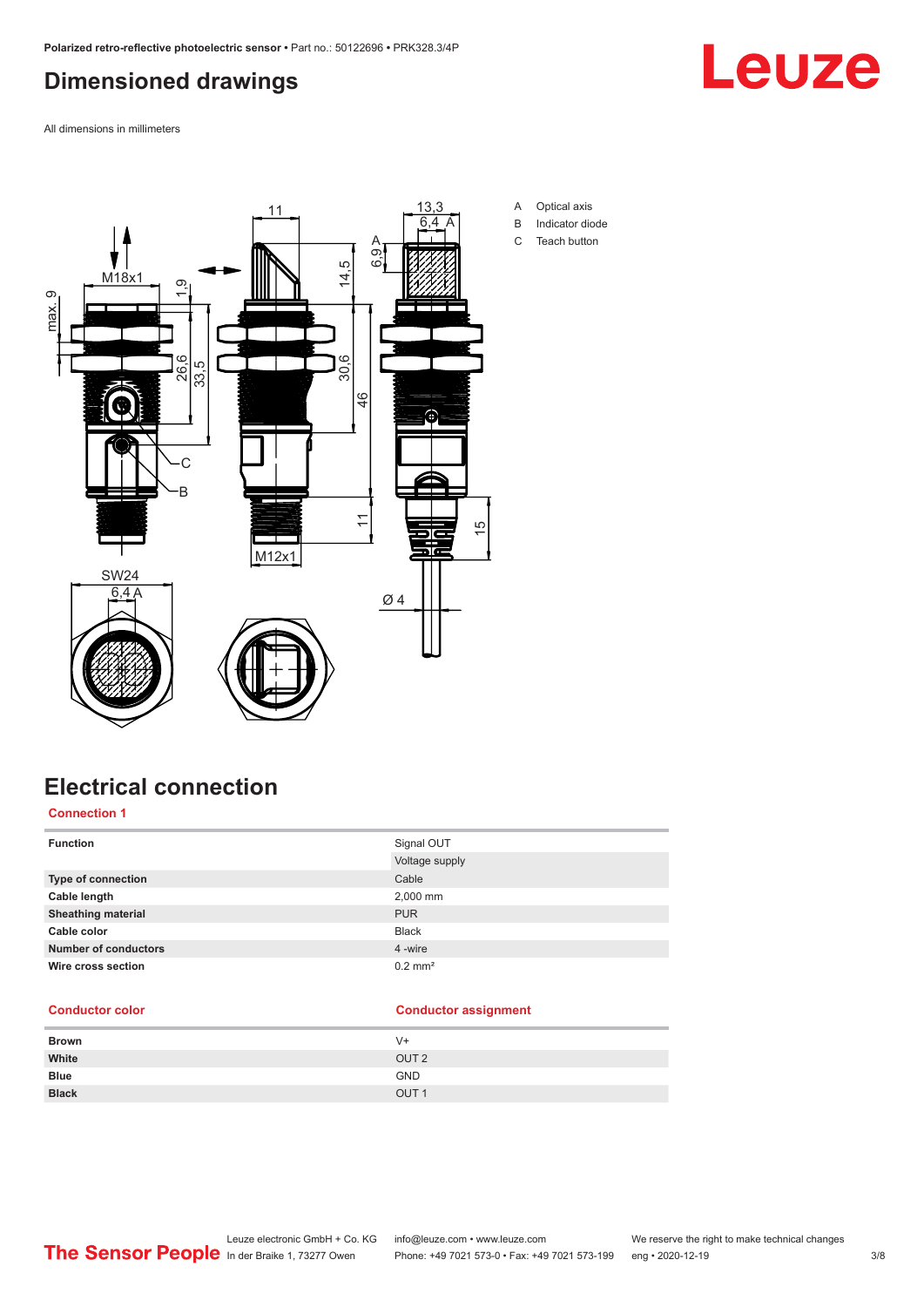## Dimensioned drawings

All dimensions in millimeters

A Optical axis
B Indicator diode
C Teach button

## Electrical connection

### Connection 1

| | |
|---|---|
| **Function** | Signal OUT |
| | Voltage supply |
| **Type of connection** | Cable |
| **Cable length** | 2,000 mm |
| **Sheathing material** | PUR |
| **Cable color** | Black |
| **Number of conductors** | 4 -wire |
| **Wire cross section** | 0.2 mm² |

| Conductor color | Conductor assignment |
|---|---|
| **Brown** | V+ |
| **White** | OUT 2 |
| **Blue** | GND |
| **Black** | OUT 1 |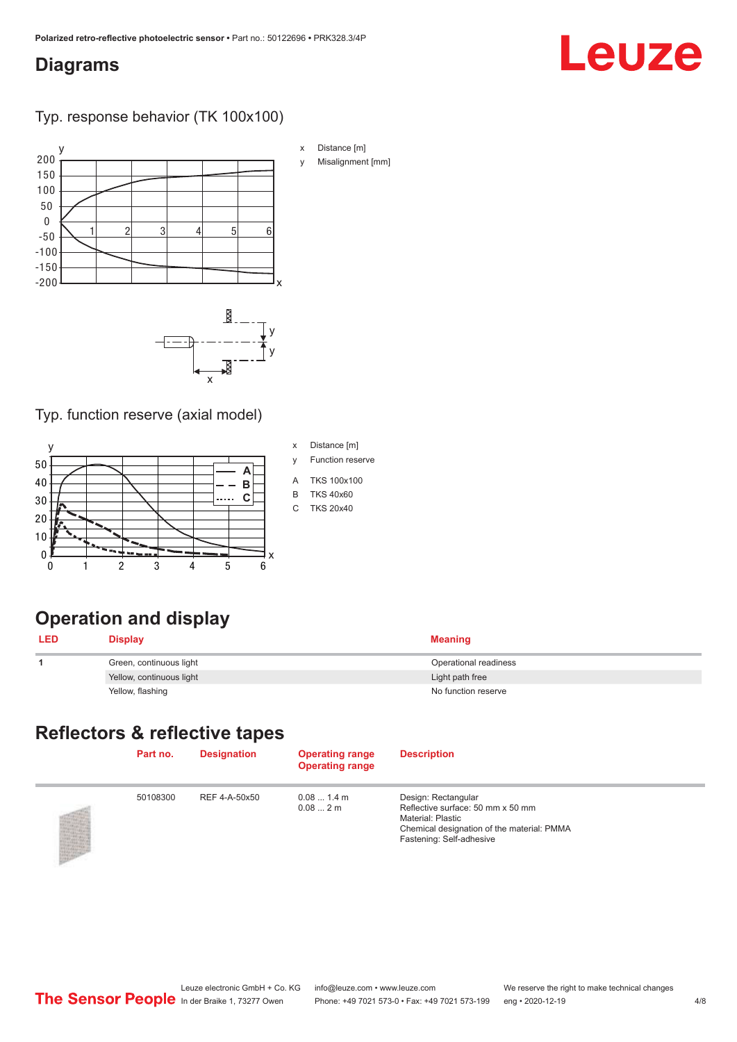# Diagrams

## Typ. response behavior (TK 100x100)

x Distance [m]

y Misalignment [mm]

## Typ. function reserve (axial model)

x Distance [m]

y Function reserve

A TKS 100x100

B TKS 40x60

C TKS 20x40

# Operation and display

| LED | Display | Meaning |
|---|---|---|
| 1 | Green, continuous light | Operational readiness |
| | Yellow, continuous light | Light path free |
| | Yellow, flashing | No function reserve |

# Reflectors & reflective tapes

| Part no. | Designation | Operating range<br>Operating range | Description |
|---|---|---|---|
| 50108300 | REF 4-A-50x50 | 0.08 ... 1.4 m<br>0.08 ... 2 m | Design: Rectangular<br>Reflective surface: 50 mm x 50 mm<br>Material: Plastic<br>Chemical designation of the material: PMMA<br>Fastening: Self-adhesive |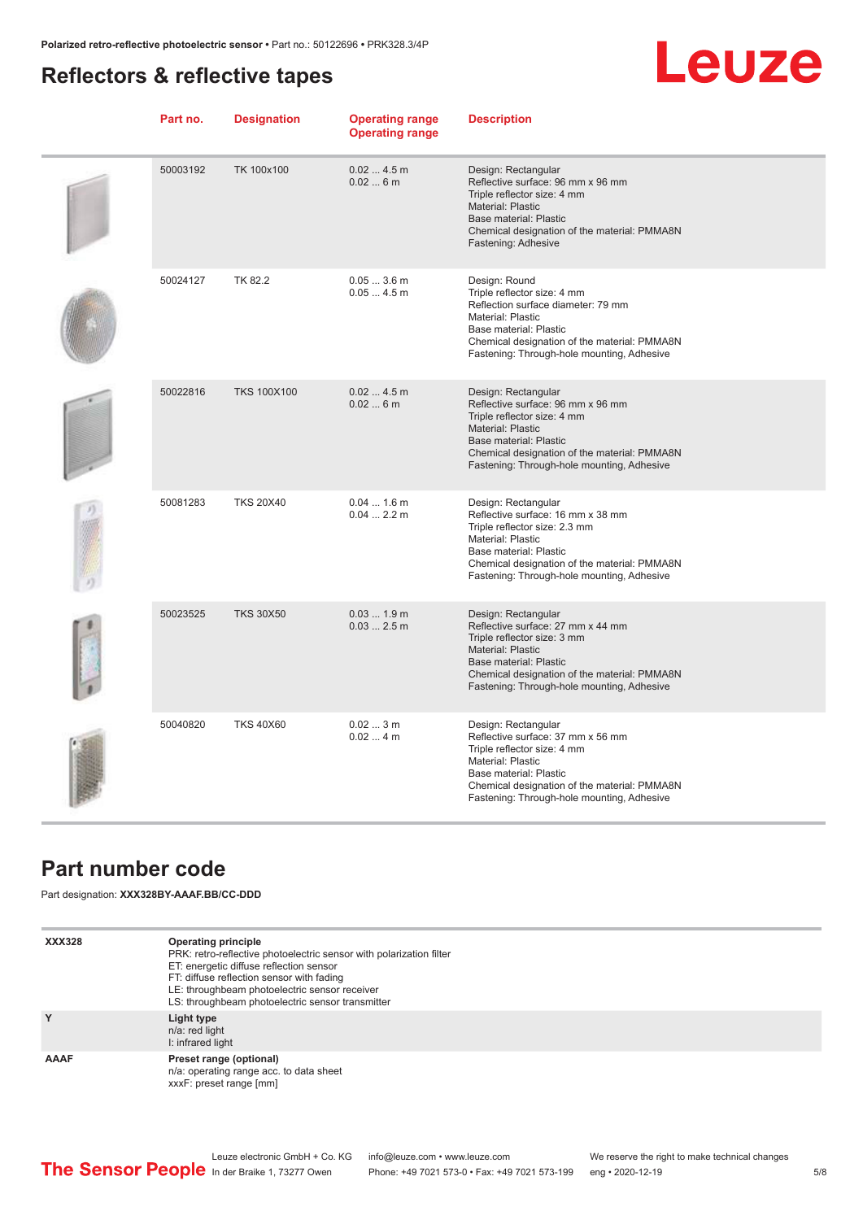## Reflectors & reflective tapes

| Part no. | Designation | Operating range<br>Operating range | Description |
|---|---|---|---|
| 50003192 | TK 100x100 | 0.02 ... 4.5 m<br>0.02 ... 6 m | Design: Rectangular<br>Reflective surface: 96 mm x 96 mm<br>Triple reflector size: 4 mm<br>Material: Plastic<br>Base material: Plastic<br>Chemical designation of the material: PMMA8N<br>Fastening: Adhesive |
| 50024127 | TK 82.2 | 0.05 ... 3.6 m<br>0.05 ... 4.5 m | Design: Round<br>Triple reflector size: 4 mm<br>Reflection surface diameter: 79 mm<br>Material: Plastic<br>Base material: Plastic<br>Chemical designation of the material: PMMA8N<br>Fastening: Through-hole mounting, Adhesive |
| 50022816 | TKS 100X100 | 0.02 ... 4.5 m<br>0.02 ... 6 m | Design: Rectangular<br>Reflective surface: 96 mm x 96 mm<br>Triple reflector size: 4 mm<br>Material: Plastic<br>Base material: Plastic<br>Chemical designation of the material: PMMA8N<br>Fastening: Through-hole mounting, Adhesive |
| 50081283 | TKS 20X40 | 0.04 ... 1.6 m<br>0.04 ... 2.2 m | Design: Rectangular<br>Reflective surface: 16 mm x 38 mm<br>Triple reflector size: 2.3 mm<br>Material: Plastic<br>Base material: Plastic<br>Chemical designation of the material: PMMA8N<br>Fastening: Through-hole mounting, Adhesive |
| 50023525 | TKS 30X50 | 0.03 ... 1.9 m<br>0.03 ... 2.5 m | Design: Rectangular<br>Reflective surface: 27 mm x 44 mm<br>Triple reflector size: 3 mm<br>Material: Plastic<br>Base material: Plastic<br>Chemical designation of the material: PMMA8N<br>Fastening: Through-hole mounting, Adhesive |
| 50040820 | TKS 40X60 | 0.02 ... 3 m<br>0.02 ... 4 m | Design: Rectangular<br>Reflective surface: 37 mm x 56 mm<br>Triple reflector size: 4 mm<br>Material: Plastic<br>Base material: Plastic<br>Chemical designation of the material: PMMA8N<br>Fastening: Through-hole mounting, Adhesive |

## Part number code

Part designation: **XXX328BY-AAAF.BB/CC-DDD**

| | |
|---|---|
| **XXX328** | **Operating principle**<br>PRK: retro-reflective photoelectric sensor with polarization filter<br>ET: energetic diffuse reflection sensor<br>FT: diffuse reflection sensor with fading<br>LE: throughbeam photoelectric sensor receiver<br>LS: throughbeam photoelectric sensor transmitter |
| **Y** | **Light type**<br>n/a: red light<br>I: infrared light |
| **AAAF** | **Preset range (optional)**<br>n/a: operating range acc. to data sheet<br>xxxF: preset range [mm] |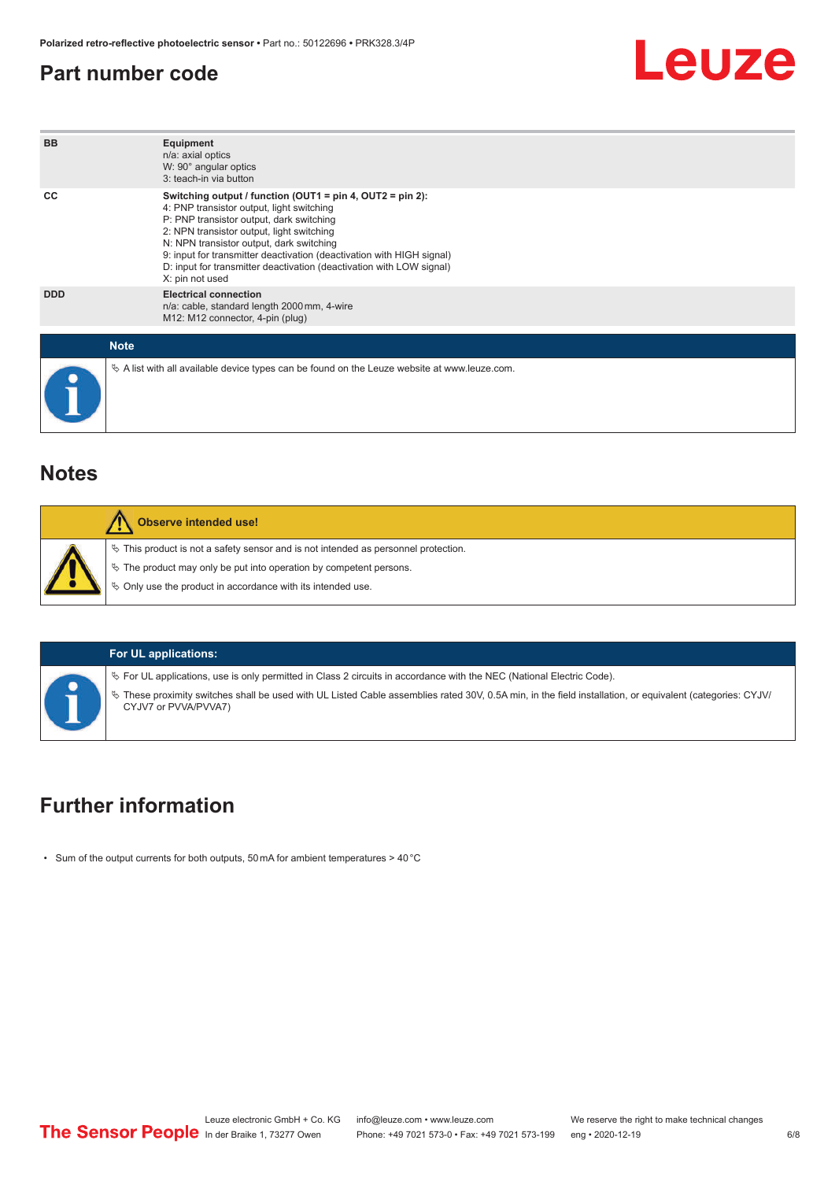## Part number code

| | |
|---|---|
| BB | **Equipment**<br>n/a: axial optics<br>W: 90° angular optics<br>3: teach-in via button |
| CC | **Switching output / function (OUT1 = pin 4, OUT2 = pin 2):**<br>4: PNP transistor output, light switching<br>P: PNP transistor output, dark switching<br>2: NPN transistor output, light switching<br>N: NPN transistor output, dark switching<br>9: input for transmitter deactivation (deactivation with HIGH signal)<br>D: input for transmitter deactivation (deactivation with LOW signal)<br>X: pin not used |
| DDD | **Electrical connection**<br>n/a: cable, standard length 2000 mm, 4-wire<br>M12: M12 connector, 4-pin (plug) |

**Note**

- A list with all available device types can be found on the Leuze website at www.leuze.com.

## Notes

**Observe intended use!**

- This product is not a safety sensor and is not intended as personnel protection.
- The product may only be put into operation by competent persons.
- Only use the product in accordance with its intended use.

**For UL applications:**

- For UL applications, use is only permitted in Class 2 circuits in accordance with the NEC (National Electric Code).
- These proximity switches shall be used with UL Listed Cable assemblies rated 30V, 0.5A min, in the field installation, or equivalent (categories: CYJV/CYJV7 or PVVA/PVVA7)

## Further information

- Sum of the output currents for both outputs, 50 mA for ambient temperatures > 40 °C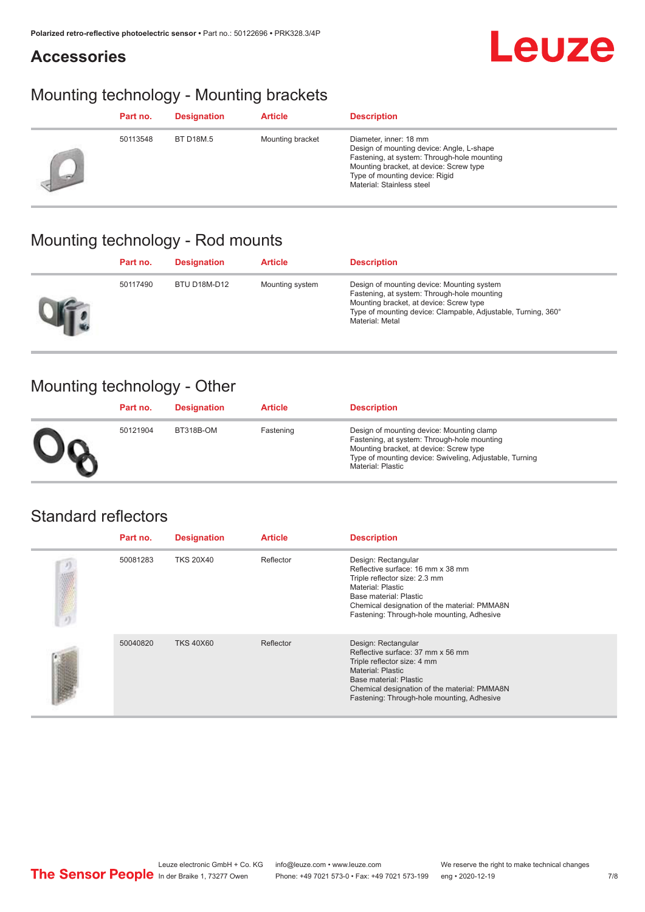## Accessories

### Mounting technology - Mounting brackets

| Part no. | Designation | Article | Description |
|---|---|---|---|
| 50113548 | BT D18M.5 | Mounting bracket | Diameter, inner: 18 mm<br>Design of mounting device: Angle, L-shape<br>Fastening, at system: Through-hole mounting<br>Mounting bracket, at device: Screw type<br>Type of mounting device: Rigid<br>Material: Stainless steel |

### Mounting technology - Rod mounts

| Part no. | Designation | Article | Description |
|---|---|---|---|
| 50117490 | BTU D18M-D12 | Mounting system | Design of mounting device: Mounting system<br>Fastening, at system: Through-hole mounting<br>Mounting bracket, at device: Screw type<br>Type of mounting device: Clampable, Adjustable, Turning, 360°<br>Material: Metal |

### Mounting technology - Other

| Part no. | Designation | Article | Description |
|---|---|---|---|
| 50121904 | BT318B-OM | Fastening | Design of mounting device: Mounting clamp<br>Fastening, at system: Through-hole mounting<br>Mounting bracket, at device: Screw type<br>Type of mounting device: Swiveling, Adjustable, Turning<br>Material: Plastic |

### Standard reflectors

| Part no. | Designation | Article | Description |
|---|---|---|---|
| 50081283 | TKS 20X40 | Reflector | Design: Rectangular<br>Reflective surface: 16 mm x 38 mm<br>Triple reflector size: 2.3 mm<br>Material: Plastic<br>Base material: Plastic<br>Chemical designation of the material: PMMA8N<br>Fastening: Through-hole mounting, Adhesive |
| 50040820 | TKS 40X60 | Reflector | Design: Rectangular<br>Reflective surface: 37 mm x 56 mm<br>Triple reflector size: 4 mm<br>Material: Plastic<br>Base material: Plastic<br>Chemical designation of the material: PMMA8N<br>Fastening: Through-hole mounting, Adhesive |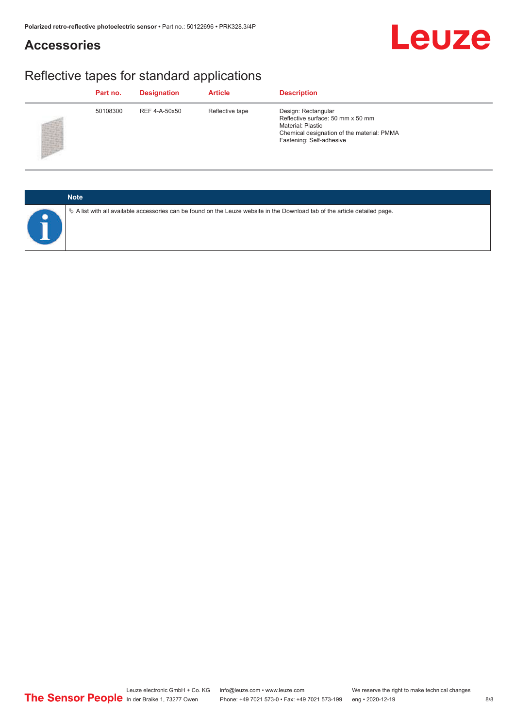## Accessories

# Reflective tapes for standard applications

| | Part no. | Designation | Article | Description |
|---|---|---|---|---|
| | 50108300 | REF 4-A-50x50 | Reflective tape | Design: Rectangular<br>Reflective surface: 50 mm x 50 mm<br>Material: Plastic<br>Chemical designation of the material: PMMA<br>Fastening: Self-adhesive |

**Note**

✎ A list with all available accessories can be found on the Leuze website in the Download tab of the article detailed page.